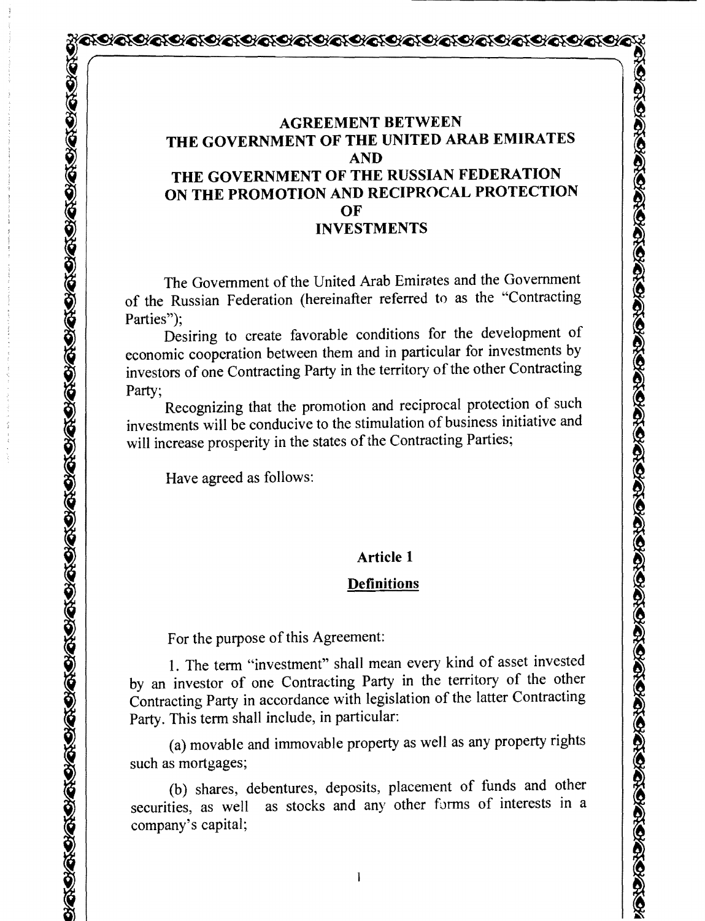# AGREEMENT BETWEEN THE GOVERNMENT OF THE UNITED ARAB EMIRATES AND THE GOVERNMENT OF THE RUSSIAN FEDERATION ON THE PROMOTION AND RECIPROCAL PROTECTION OF INVESTMENTS

The Government of the United Arab Emirates and the Government of the Russian Federation (hereinafter referred to as the "Contracting Parties");

Desiring to create favorable conditions for the development of economic cooperation between them and in particular for investments by investors of one Contracting Party in the territory of the other Contracting Party;

Recognizing that the promotion and reciprocal protection of such investments will be conducive to the stimulation of business initiative and will increase prosperity in the states of the Contracting Parties;

Have agreed as follows:

## Article 1

### Definitions

For the purpose of this Agreement:

1. The term "investment" shall mean every kind of asset invested by an investor of one Contracting Party in the territory of the other Contracting Party in accordance with legislation of the latter Contracting Party. This term shall include, in particular:

(a) movable and immovable property as well as any property rights such as mortgages;

(b) shares, debentures, deposits, placement of funds and other securities, as well as stocks and any other forms of interests in a company's capital;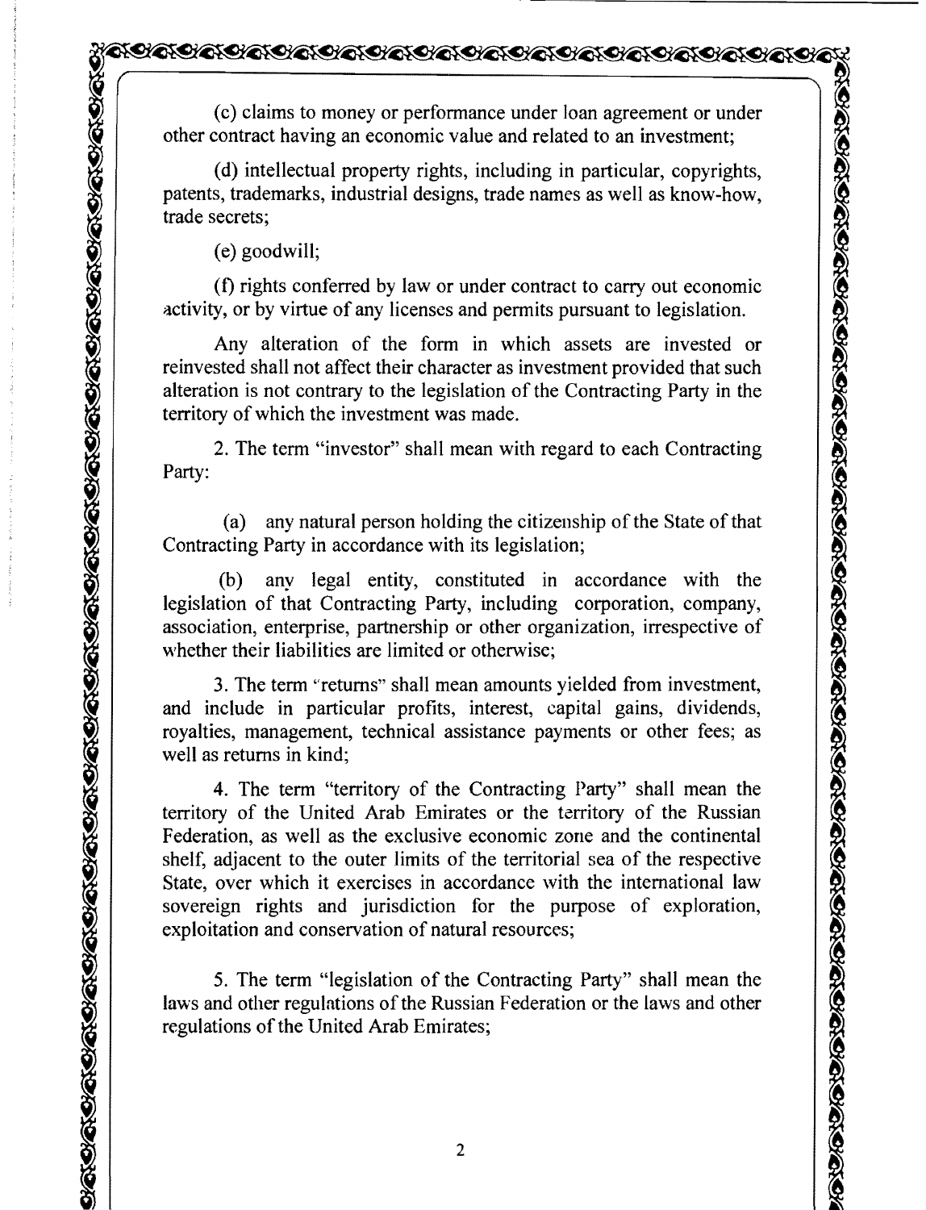(c) claims to money or performance under loan agreement or under other contract having an economic value and related to an investment;

(d) intellectual property rights, including in particular, copyrights, patents, trademarks, industrial designs, trade names as well as know-how, trade secrets;

(e) goodwill;

(f) rights conferred by law or under contract to carry out economic activity, or by virtue of any licenses and permits pursuant to legislation.

Any alteration of the form in which assets are invested or reinvested shall not affect their character as investment provided that such alteration is not contrary to the legislation of the Contracting Party in the territory of which the investment was made.

2. The term "investor" shall mean with regard to each Contracting Party:

(a) any natural person holding the citizenship of the State of that Contracting Party in accordance with its legislation;

(b) any legal entity, constituted in accordance with the legislation of that Contracting Party, including corporation, company, association, enterprise, partnership or other organization, irrespective of whether their liabilities are limited or otherwise;

3. The term "returns" shall mean amounts yielded from investment, and include in particular profits, interest, capital gains, dividends, royalties, management, technical assistance payments or other fees; as well as returns in kind;

4. The term "territory of the Contracting Party" shall mean the territory of the United Arab Emirates or the territory of the Russian Federation, as well as the exclusive economic zone and the continental shelf, adjacent to the outer limits of the territorial sea of the respective State, over which it exercises in accordance with the international law sovereign rights and jurisdiction for the purpose of exploration, exploitation and conservation of natural resources;

5. The term "legislation of the Contracting Party" shall mean the laws and other regulations of the Russian Federation or the laws and other regulations of the United Arab Emirates;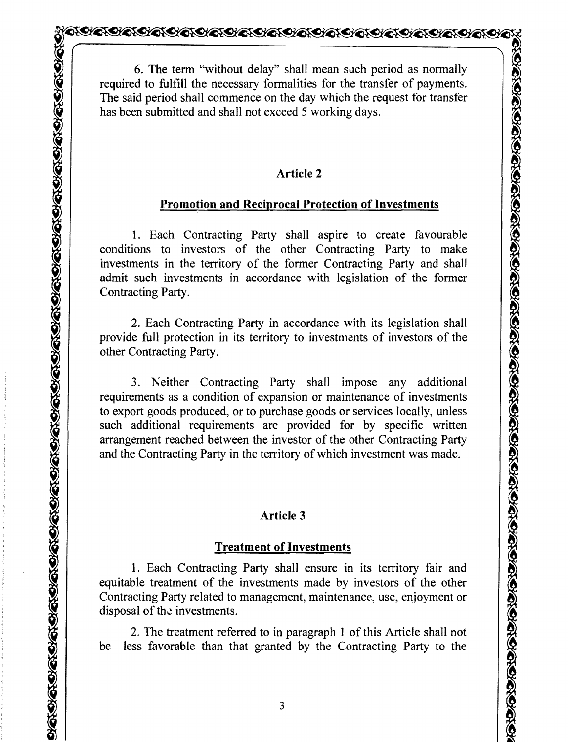6. The term "without delay" shall mean such period as normally required to fulfill the necessary formalities for the transfer of payments. The said period shall commence on the day which the request for transfer has been submitted and shall not exceed 5 working days.

## Article 2

### Promotion and Reciprocal Protection of Investments

1. Each Contracting Party shall aspire to create favourable conditions to investors of the other Contracting Party to make investments in the territory of the former Contracting Party and shall admit such investments in accordance with legislation of the former Contracting Party.

2. Each Contracting Party in accordance with its legislation shall provide full protection in its territory to investments of investors of the other Contracting Party.

3. Neither Contracting Party shall impose any additional requirements as a condition of expansion or maintenance of investments to export goods produced, or to purchase goods or services locally, unless such additional requirements are provided for by specific written arrangement reached between the investor of the other Contracting Party and the Contracting Party in the territory of which investment was made.

## Article 3

### Treatment of Investments

1. Each Contracting Party shall ensure in its territory fair and equitable treatment of the investments made by investors of the other Contracting Party related to management, maintenance, use, enjoyment or disposal of the investments.

2. The treatment referred to in paragraph 1 of this Article shall not be less favorable than that granted by the Contracting Party to the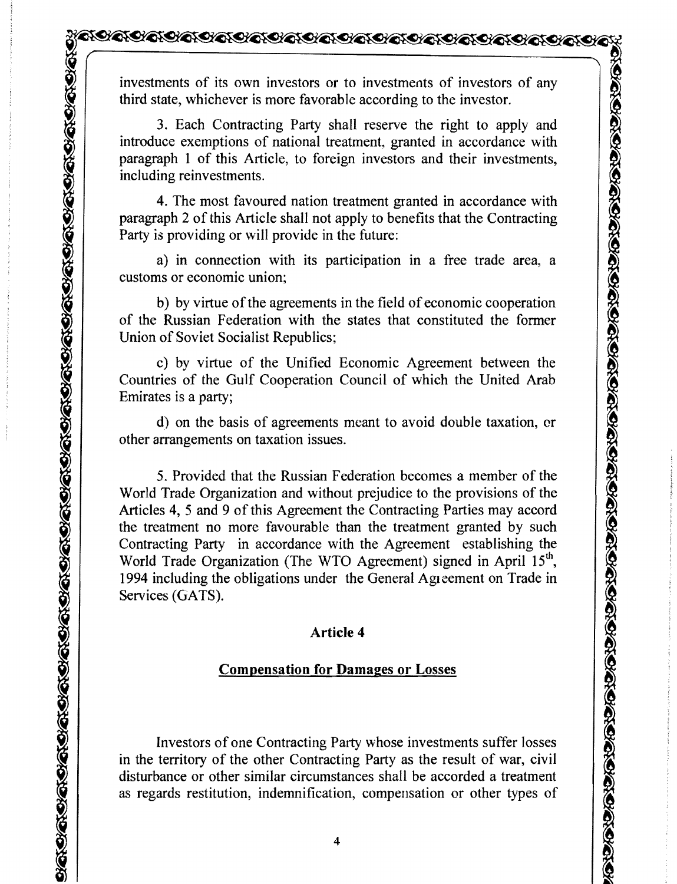investments of its own investors or to investments of investors of any third state, whichever is more favorable according to the investor.

3. Each Contracting Party shall reserve the right to apply and introduce exemptions of national treatment, granted in accordance with paragraph 1 of this Article, to foreign investors and their investments, including reinvestments.

4. The most favoured nation treatment granted in accordance with paragraph 2 of this Article shall not apply to benefits that the Contracting Party is providing or will provide in the future:

a) in connection with its participation in a free trade area, a customs or economic union;

b) by virtue of the agreements in the field of economic cooperation of the Russian Federation with the states that constituted the former Union of Soviet Socialist Republics;

c) by virtue of the Unified Economic Agreement between the Countries of the Gulf Cooperation Council of which the United Arab Emirates is a party;

d) on the basis of agreements meant to avoid double taxation, or other arrangements on taxation issues.

5. Provided that the Russian Federation becomes a member of the World Trade Organization and without prejudice to the provisions of the Articles 4, 5 and 9 of this Agreement the Contracting Parties may accord the treatment no more favourable than the treatment granted by such Contracting Party in accordance with the Agreement establishing the World Trade Organization (The WTO Agreement) signed in April 15th, 1994 including the obligations under the General Agreement on Trade in Services (GATS).

## Article 4

## Compensation for Damages or Losses

Investors of one Contracting Party whose investments suffer losses in the territory of the other Contracting Party as the result of war, civil disturbance or other similar circumstances shall be accorded a treatment as regards restitution, indemnification, compensation or other types of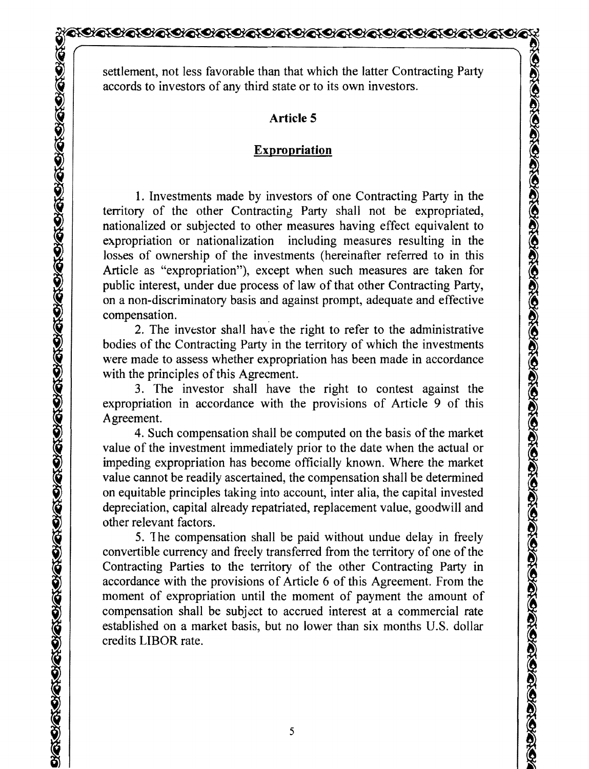settlement, not less favorable than that which the latter Contracting Party accords to investors of any third state or to its own investors.

## Article 5

## Expropriation

1. Investments made by investors of one Contracting Party in the territory of the other Contracting Party shall not be expropriated, nationalized or subjected to other measures having effect equivalent to expropriation or nationalization including measures resulting in the losses of ownership of the investments (hereinafter referred to in this Article as "expropriation"), except when such measures are taken for public interest, under due process of law of that other Contracting Party, on a non-discriminatory basis and against prompt, adequate and effective compensation.

2. The investor shall have the right to refer to the administrative bodies of the Contracting Party in the territory of which the investments were made to assess whether expropriation has been made in accordance with the principles of this Agreement.

3. The investor shall have the right to contest against the expropriation in accordance with the provisions of Article 9 of this Agreement.

4. Such compensation shall be computed on the basis of the market value of the investment immediately prior to the date when the actual or impeding expropriation has become officially known. Where the market value cannot be readily ascertained, the compensation shall be determined on equitable principles taking into account, inter alia, the capital invested depreciation, capital already repatriated, replacement value, goodwill and other relevant factors.

5. The compensation shall be paid without undue delay in freely convertible currency and freely transferred from the territory of one of the Contracting Parties to the territory of the other Contracting Party in accordance with the provisions of Article 6 of this Agreement. From the moment of expropriation until the moment of payment the amount of compensation shall be subject to accrued interest at a commercial rate established on a market basis, but no lower than six months U.S. dollar credits LIBOR rate.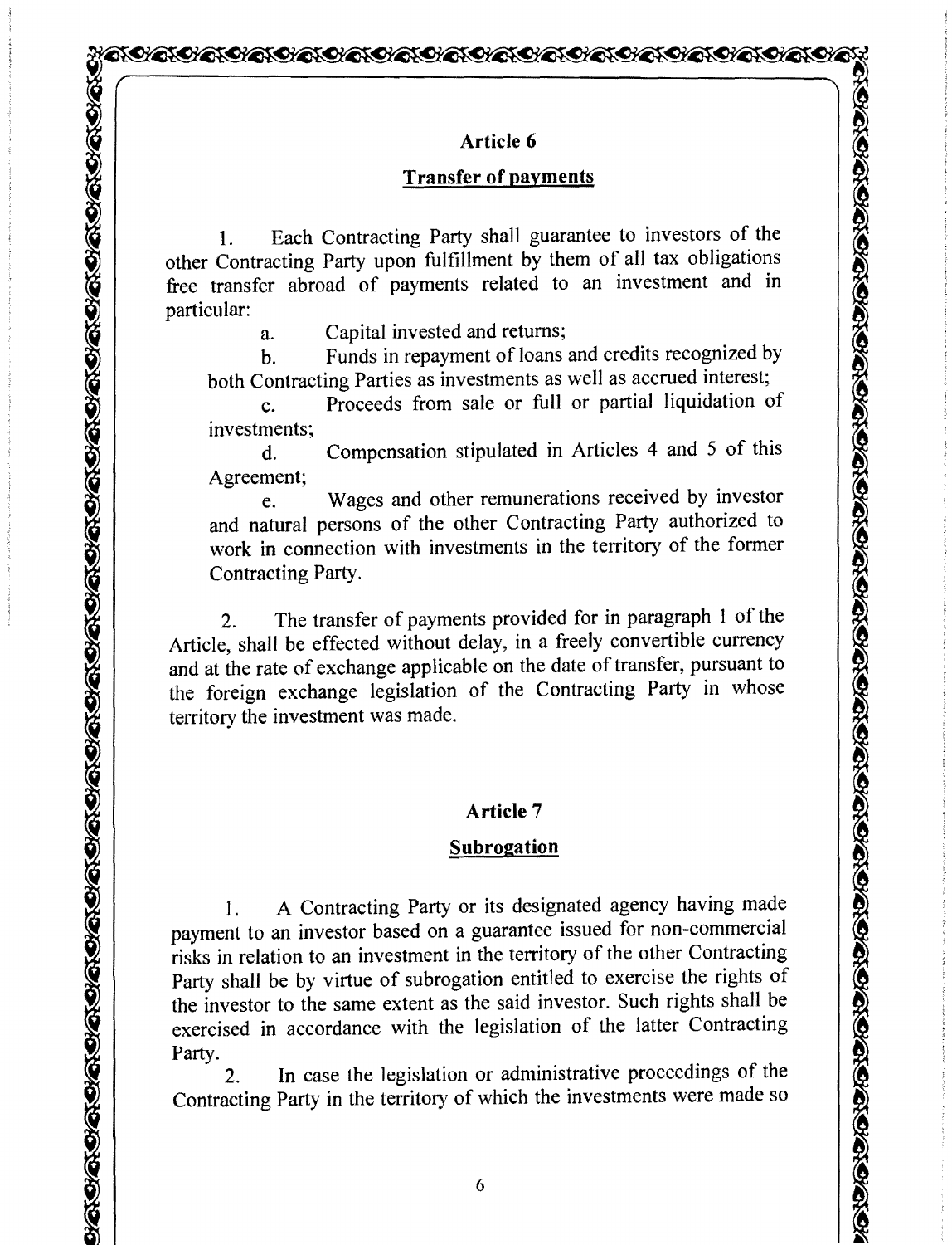## Article 6

### Transfer of payments

1. Each Contracting Party shall guarantee to investors of the other Contracting Party upon fulfillment by them of all tax obligations free transfer abroad of payments related to an investment and in particular:

   a. Capital invested and returns;

   b. Funds in repayment of loans and credits recognized by both Contracting Parties as investments as well as accrued interest;

   c. Proceeds from sale or full or partial liquidation of investments;

   d. Compensation stipulated in Articles 4 and 5 of this Agreement;

   e. Wages and other remunerations received by investor and natural persons of the other Contracting Party authorized to work in connection with investments in the territory of the former Contracting Party.

2. The transfer of payments provided for in paragraph 1 of the Article, shall be effected without delay, in a freely convertible currency and at the rate of exchange applicable on the date of transfer, pursuant to the foreign exchange legislation of the Contracting Party in whose territory the investment was made.

## Article 7

### Subrogation

1. A Contracting Party or its designated agency having made payment to an investor based on a guarantee issued for non-commercial risks in relation to an investment in the territory of the other Contracting Party shall be by virtue of subrogation entitled to exercise the rights of the investor to the same extent as the said investor. Such rights shall be exercised in accordance with the legislation of the latter Contracting Party.

2. In case the legislation or administrative proceedings of the Contracting Party in the territory of which the investments were made so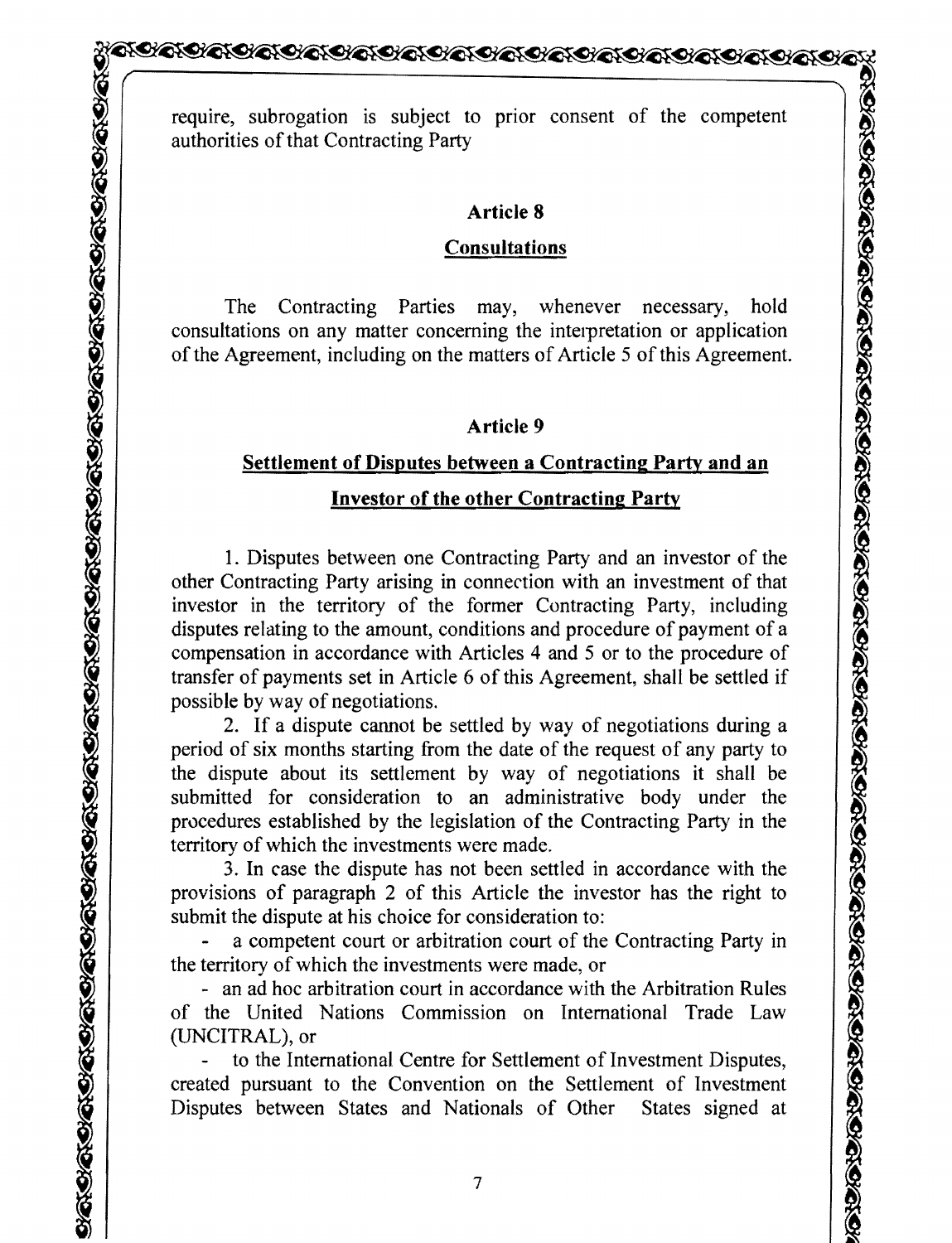require, subrogation is subject to prior consent of the competent authorities of that Contracting Party

## Article 8

## Consultations

The Contracting Parties may, whenever necessary, hold consultations on any matter concerning the interpretation or application of the Agreement, including on the matters of Article 5 of this Agreement.

## Article 9

## Settlement of Disputes between a Contracting Party and an Investor of the other Contracting Party

1. Disputes between one Contracting Party and an investor of the other Contracting Party arising in connection with an investment of that investor in the territory of the former Contracting Party, including disputes relating to the amount, conditions and procedure of payment of a compensation in accordance with Articles 4 and 5 or to the procedure of transfer of payments set in Article 6 of this Agreement, shall be settled if possible by way of negotiations.

2. If a dispute cannot be settled by way of negotiations during a period of six months starting from the date of the request of any party to the dispute about its settlement by way of negotiations it shall be submitted for consideration to an administrative body under the procedures established by the legislation of the Contracting Party in the territory of which the investments were made.

3. In case the dispute has not been settled in accordance with the provisions of paragraph 2 of this Article the investor has the right to submit the dispute at his choice for consideration to:

- a competent court or arbitration court of the Contracting Party in the territory of which the investments were made, or
- an ad hoc arbitration court in accordance with the Arbitration Rules of the United Nations Commission on International Trade Law (UNCITRAL), or
- to the International Centre for Settlement of Investment Disputes, created pursuant to the Convention on the Settlement of Investment Disputes between States and Nationals of Other States signed at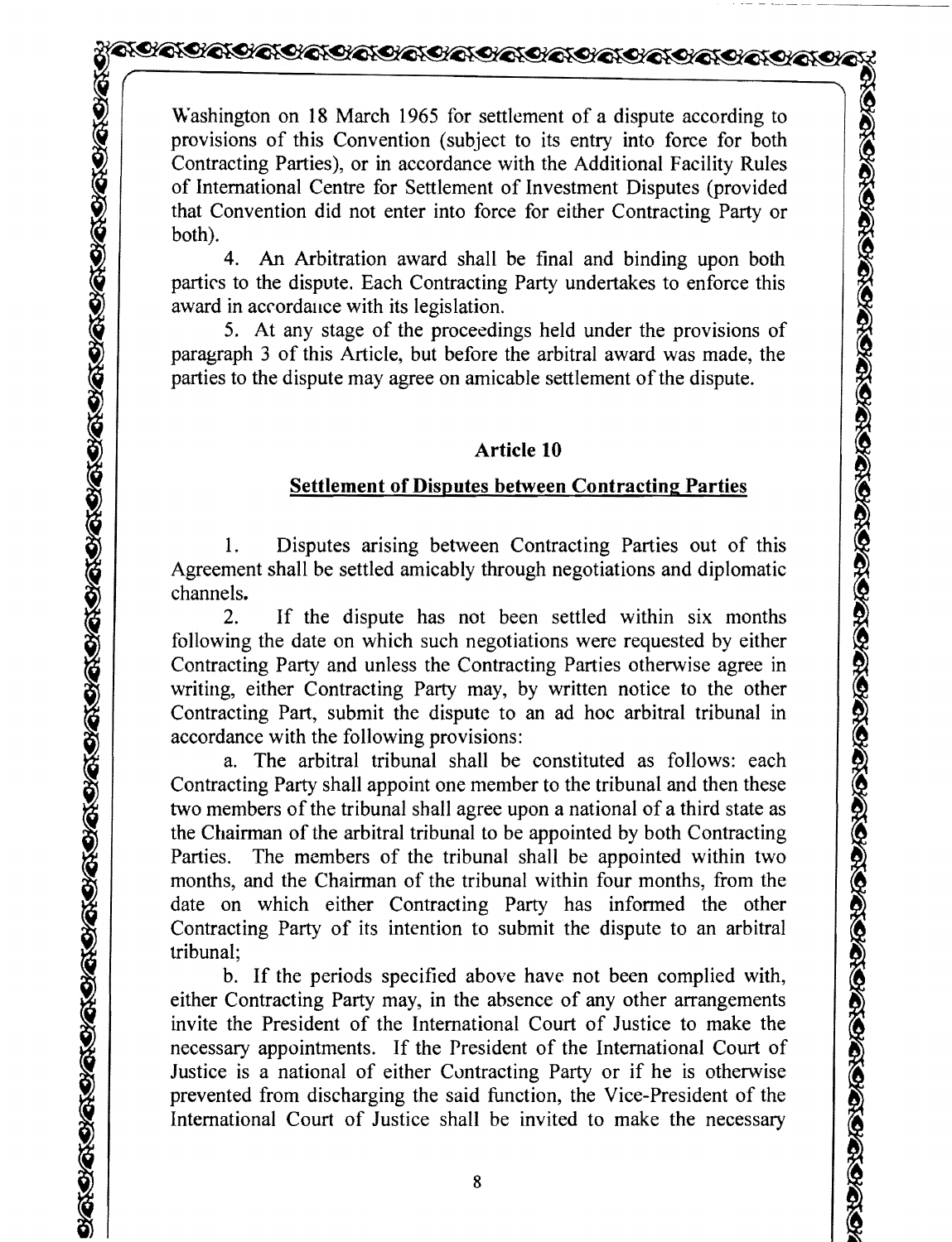Washington on 18 March 1965 for settlement of a dispute according to provisions of this Convention (subject to its entry into force for both Contracting Parties), or in accordance with the Additional Facility Rules of International Centre for Settlement of Investment Disputes (provided that Convention did not enter into force for either Contracting Party or both).

4. An Arbitration award shall be final and binding upon both parties to the dispute. Each Contracting Party undertakes to enforce this award in accordance with its legislation.

5. At any stage of the proceedings held under the provisions of paragraph 3 of this Article, but before the arbitral award was made, the parties to the dispute may agree on amicable settlement of the dispute.

## Article 10

### Settlement of Disputes between Contracting Parties

1. Disputes arising between Contracting Parties out of this Agreement shall be settled amicably through negotiations and diplomatic channels.

2. If the dispute has not been settled within six months following the date on which such negotiations were requested by either Contracting Party and unless the Contracting Parties otherwise agree in writing, either Contracting Party may, by written notice to the other Contracting Part, submit the dispute to an ad hoc arbitral tribunal in accordance with the following provisions:

a. The arbitral tribunal shall be constituted as follows: each Contracting Party shall appoint one member to the tribunal and then these two members of the tribunal shall agree upon a national of a third state as the Chairman of the arbitral tribunal to be appointed by both Contracting Parties. The members of the tribunal shall be appointed within two months, and the Chairman of the tribunal within four months, from the date on which either Contracting Party has informed the other Contracting Party of its intention to submit the dispute to an arbitral tribunal;

b. If the periods specified above have not been complied with, either Contracting Party may, in the absence of any other arrangements invite the President of the International Court of Justice to make the necessary appointments. If the President of the International Court of Justice is a national of either Contracting Party or if he is otherwise prevented from discharging the said function, the Vice-President of the International Court of Justice shall be invited to make the necessary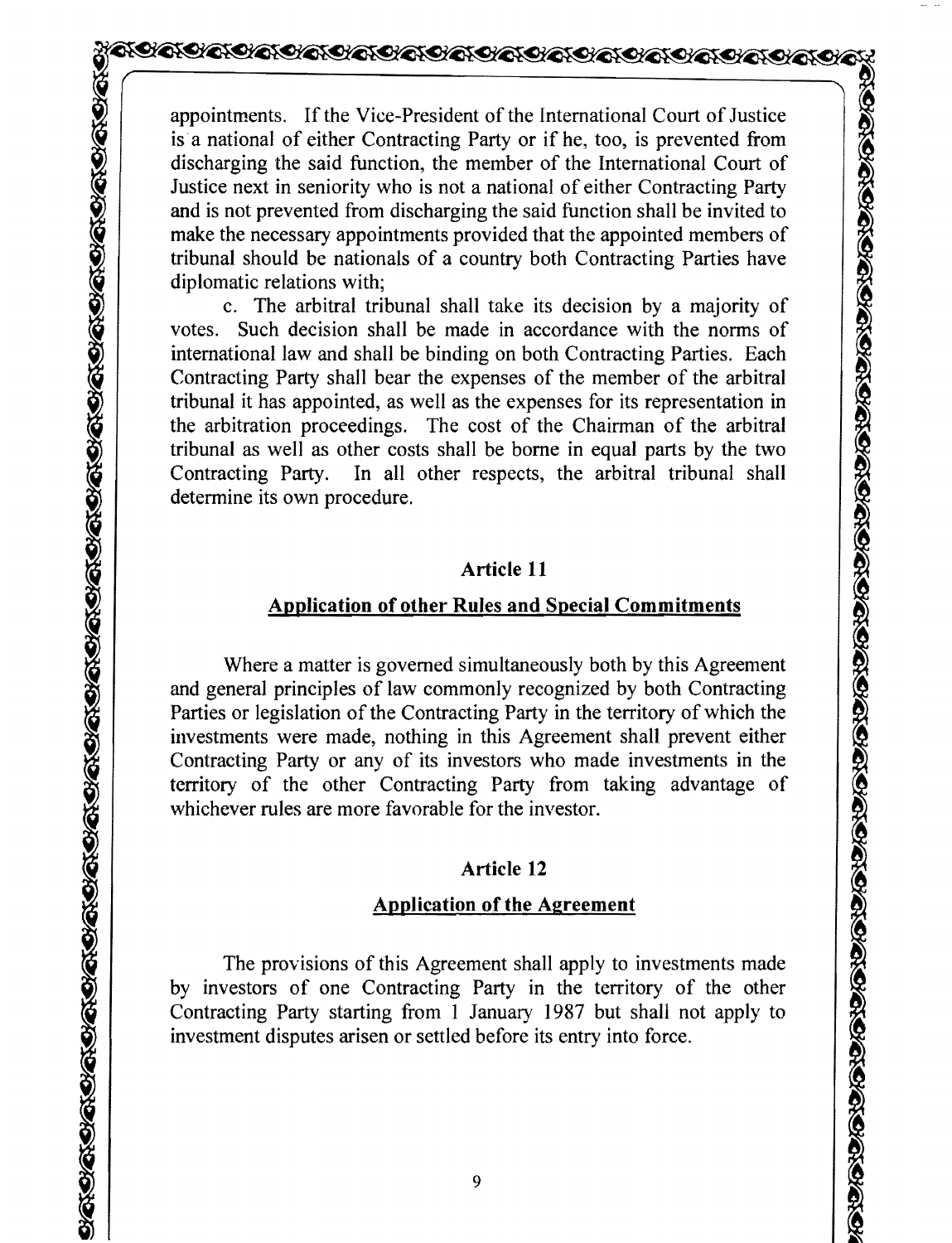appointments. If the Vice-President of the International Court of Justice is a national of either Contracting Party or if he, too, is prevented from discharging the said function, the member of the International Court of Justice next in seniority who is not a national of either Contracting Party and is not prevented from discharging the said function shall be invited to make the necessary appointments provided that the appointed members of tribunal should be nationals of a country both Contracting Parties have diplomatic relations with;

c. The arbitral tribunal shall take its decision by a majority of votes. Such decision shall be made in accordance with the norms of international law and shall be binding on both Contracting Parties. Each Contracting Party shall bear the expenses of the member of the arbitral tribunal it has appointed, as well as the expenses for its representation in the arbitration proceedings. The cost of the Chairman of the arbitral tribunal as well as other costs shall be borne in equal parts by the two Contracting Party. In all other respects, the arbitral tribunal shall determine its own procedure.

## Article 11

## Application of other Rules and Special Commitments

Where a matter is governed simultaneously both by this Agreement and general principles of law commonly recognized by both Contracting Parties or legislation of the Contracting Party in the territory of which the investments were made, nothing in this Agreement shall prevent either Contracting Party or any of its investors who made investments in the territory of the other Contracting Party from taking advantage of whichever rules are more favorable for the investor.

## Article 12

## Application of the Agreement

The provisions of this Agreement shall apply to investments made by investors of one Contracting Party in the territory of the other Contracting Party starting from 1 January 1987 but shall not apply to investment disputes arisen or settled before its entry into force.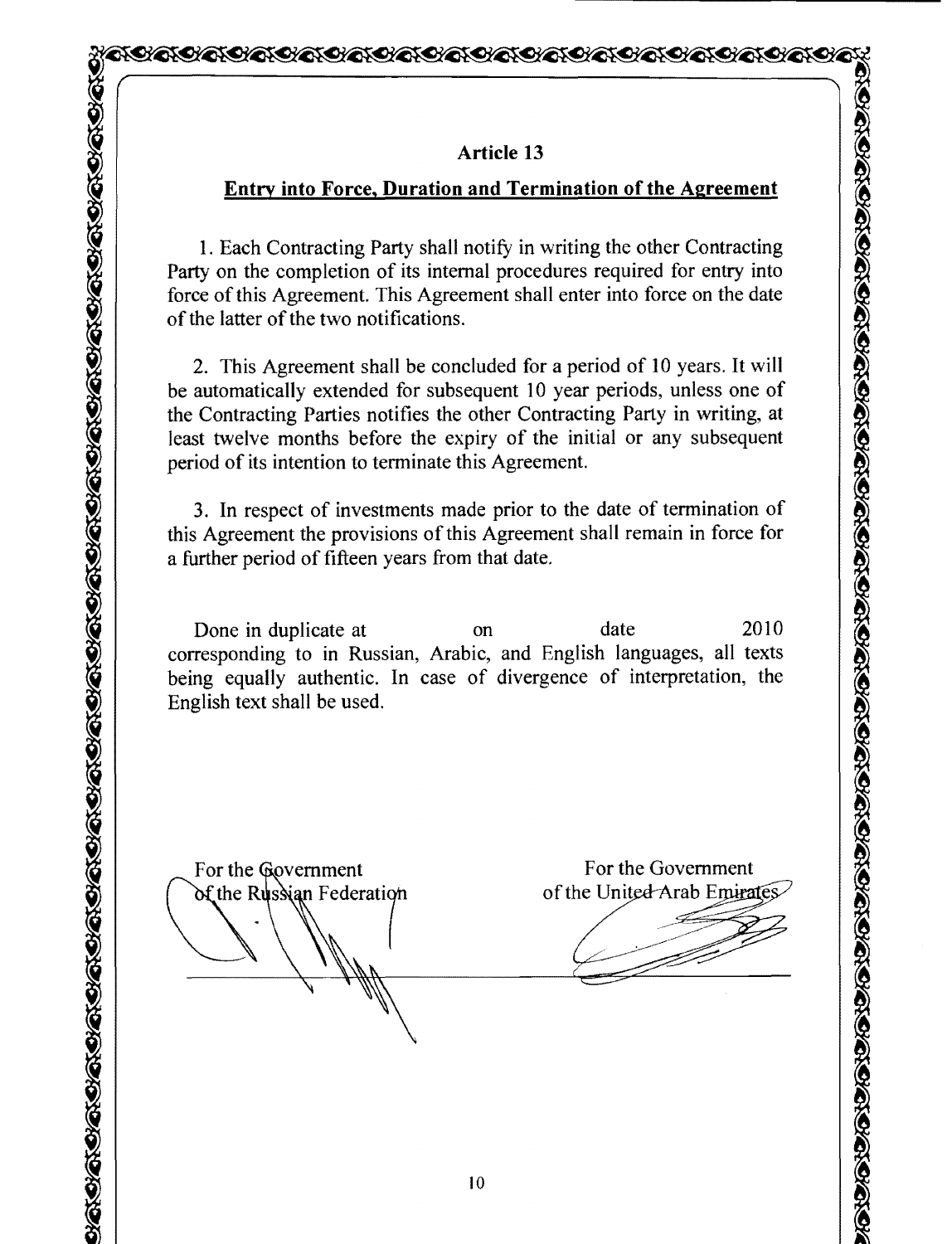## Article 13

**Entry into Force, Duration and Termination of the Agreement**

1. Each Contracting Party shall notify in writing the other Contracting Party on the completion of its internal procedures required for entry into force of this Agreement. This Agreement shall enter into force on the date of the latter of the two notifications.

2. This Agreement shall be concluded for a period of 10 years. It will be automatically extended for subsequent 10 year periods, unless one of the Contracting Parties notifies the other Contracting Party in writing, at least twelve months before the expiry of the initial or any subsequent period of its intention to terminate this Agreement.

3. In respect of investments made prior to the date of termination of this Agreement the provisions of this Agreement shall remain in force for a further period of fifteen years from that date.

Done in duplicate at on date 2010 corresponding to in Russian, Arabic, and English languages, all texts being equally authentic. In case of divergence of interpretation, the English text shall be used.

| For the Government of the Russian Federation | For the Government of the United Arab Emirates |
| --- | --- |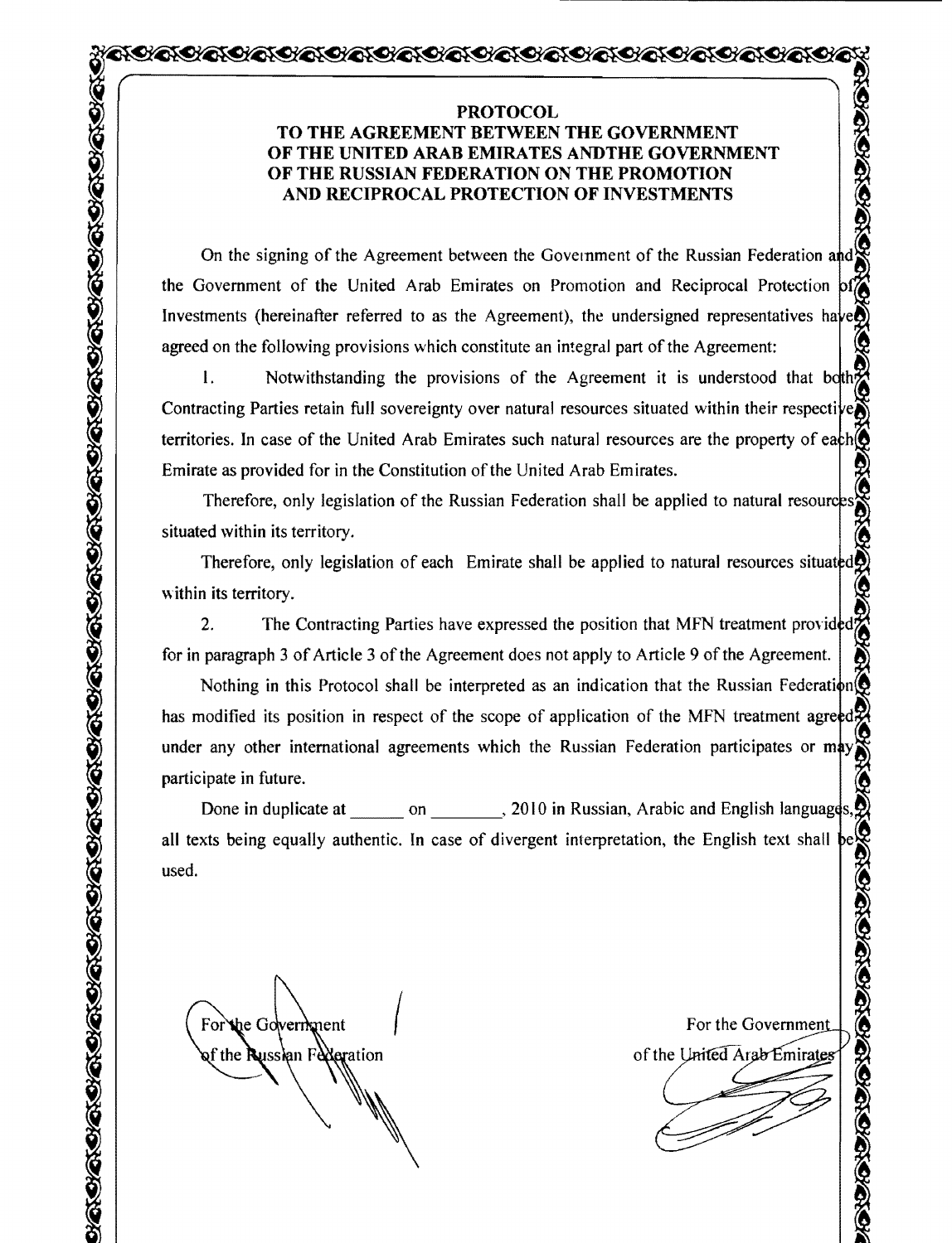# PROTOCOL
## TO THE AGREEMENT BETWEEN THE GOVERNMENT OF THE UNITED ARAB EMIRATES ANDTHE GOVERNMENT OF THE RUSSIAN FEDERATION ON THE PROMOTION AND RECIPROCAL PROTECTION OF INVESTMENTS

On the signing of the Agreement between the Government of the Russian Federation and the Government of the United Arab Emirates on Promotion and Reciprocal Protection of Investments (hereinafter referred to as the Agreement), the undersigned representatives have agreed on the following provisions which constitute an integral part of the Agreement:

1. Notwithstanding the provisions of the Agreement it is understood that both Contracting Parties retain full sovereignty over natural resources situated within their respective territories. In case of the United Arab Emirates such natural resources are the property of each Emirate as provided for in the Constitution of the United Arab Emirates.

Therefore, only legislation of the Russian Federation shall be applied to natural resources situated within its territory.

Therefore, only legislation of each Emirate shall be applied to natural resources situated within its territory.

2. The Contracting Parties have expressed the position that MFN treatment provided for in paragraph 3 of Article 3 of the Agreement does not apply to Article 9 of the Agreement.

Nothing in this Protocol shall be interpreted as an indication that the Russian Federation has modified its position in respect of the scope of application of the MFN treatment agreed under any other international agreements which the Russian Federation participates or may participate in future.

Done in duplicate at ______ on ________, 2010 in Russian, Arabic and English languages, all texts being equally authentic. In case of divergent interpretation, the English text shall be used.

For the Government of the Russian Federation

For the Government of the United Arab Emirates